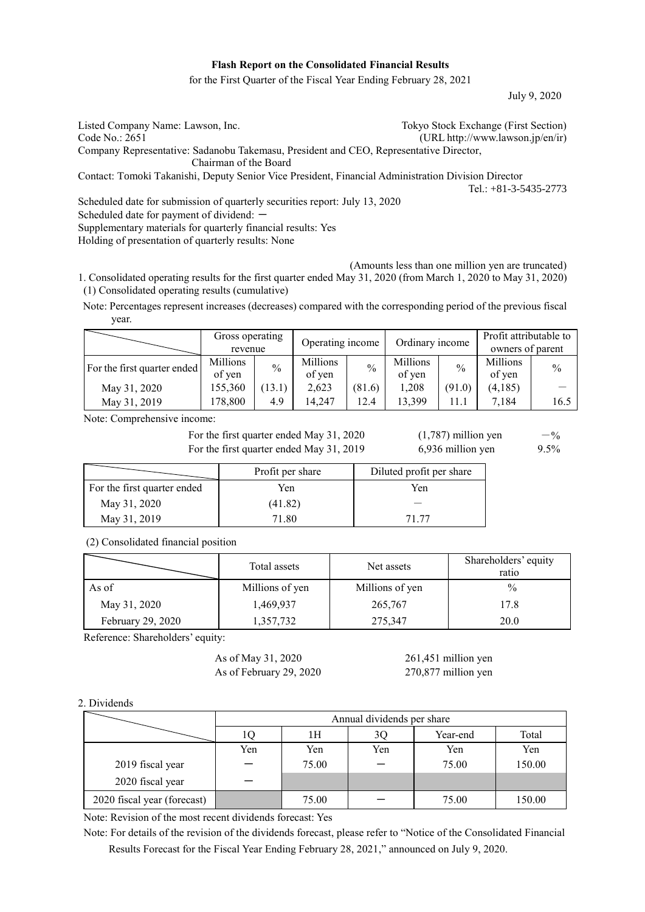**Flash Report on the Consolidated Financial Results**

for the First Quarter of the Fiscal Year Ending February 28, 2021

July 9, 2020

Listed Company Name: Lawson, Inc. Tokyo Stock Exchange (First Section)
Code No.: 2651 (URL http://www.lawson.jp/en/ir)
Company Representative: Sadanobu Takemasu, President and CEO, Representative Director, Chairman of the Board
Contact: Tomoki Takanishi, Deputy Senior Vice President, Financial Administration Division Director
Tel.: +81-3-5435-2773

Scheduled date for submission of quarterly securities report: July 13, 2020
Scheduled date for payment of dividend: ―
Supplementary materials for quarterly financial results: Yes
Holding of presentation of quarterly results: None

(Amounts less than one million yen are truncated)

1. Consolidated operating results for the first quarter ended May 31, 2020 (from March 1, 2020 to May 31, 2020)

(1) Consolidated operating results (cumulative)

Note: Percentages represent increases (decreases) compared with the corresponding period of the previous fiscal year.

| | Gross operating revenue | | Operating income | | Ordinary income | | Profit attributable to owners of parent | |
|---|---|---|---|---|---|---|---|---|
| For the first quarter ended | Millions of yen | % | Millions of yen | % | Millions of yen | % | Millions of yen | % |
| May 31, 2020 | 155,360 | (13.1) | 2,623 | (81.6) | 1,208 | (91.0) | (4,185) | ― |
| May 31, 2019 | 178,800 | 4.9 | 14,247 | 12.4 | 13,399 | 11.1 | 7,184 | 16.5 |

Note: Comprehensive income:

For the first quarter ended May 31, 2020 (1,787) million yen ―%
For the first quarter ended May 31, 2019 6,936 million yen 9.5%

| | Profit per share | Diluted profit per share |
|---|---|---|
| For the first quarter ended | Yen | Yen |
| May 31, 2020 | (41.82) | ― |
| May 31, 2019 | 71.80 | 71.77 |

(2) Consolidated financial position

| | Total assets | Net assets | Shareholders' equity ratio |
|---|---|---|---|
| As of | Millions of yen | Millions of yen | % |
| May 31, 2020 | 1,469,937 | 265,767 | 17.8 |
| February 29, 2020 | 1,357,732 | 275,347 | 20.0 |

Reference: Shareholders' equity:

As of May 31, 2020 261,451 million yen
As of February 29, 2020 270,877 million yen

2. Dividends

| | Annual dividends per share | | | | |
|---|---|---|---|---|---|
| | 1Q | 1H | 3Q | Year-end | Total |
| | Yen | Yen | Yen | Yen | Yen |
| 2019 fiscal year | ― | 75.00 | ― | 75.00 | 150.00 |
| 2020 fiscal year | ― | | | | |
| 2020 fiscal year (forecast) | | 75.00 | ― | 75.00 | 150.00 |

Note: Revision of the most recent dividends forecast: Yes

Note: For details of the revision of the dividends forecast, please refer to "Notice of the Consolidated Financial Results Forecast for the Fiscal Year Ending February 28, 2021," announced on July 9, 2020.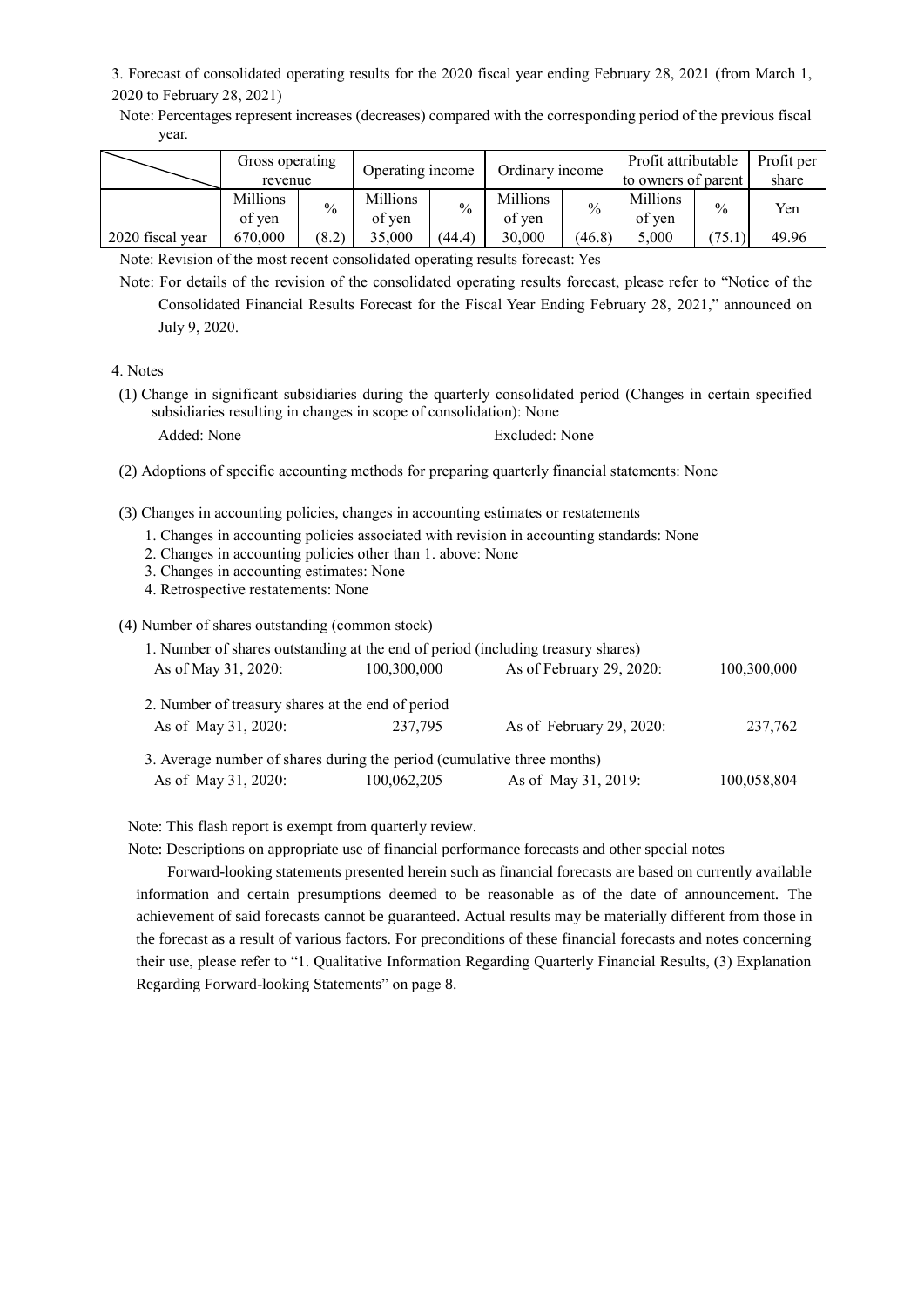3. Forecast of consolidated operating results for the 2020 fiscal year ending February 28, 2021 (from March 1, 2020 to February 28, 2021)

Note: Percentages represent increases (decreases) compared with the corresponding period of the previous fiscal year.

| | Gross operating revenue | | Operating income | | Ordinary income | | Profit attributable to owners of parent | | Profit per share |
|---|---|---|---|---|---|---|---|---|---|
| | Millions of yen | % | Millions of yen | % | Millions of yen | % | Millions of yen | % | Yen |
| 2020 fiscal year | 670,000 | (8.2) | 35,000 | (44.4) | 30,000 | (46.8) | 5,000 | (75.1) | 49.96 |

Note: Revision of the most recent consolidated operating results forecast: Yes

Note: For details of the revision of the consolidated operating results forecast, please refer to "Notice of the Consolidated Financial Results Forecast for the Fiscal Year Ending February 28, 2021," announced on July 9, 2020.

4. Notes

(1) Change in significant subsidiaries during the quarterly consolidated period (Changes in certain specified subsidiaries resulting in changes in scope of consolidation): None

Added: None　　　　Excluded: None

(2) Adoptions of specific accounting methods for preparing quarterly financial statements: None

(3) Changes in accounting policies, changes in accounting estimates or restatements

1. Changes in accounting policies associated with revision in accounting standards: None
2. Changes in accounting policies other than 1. above: None
3. Changes in accounting estimates: None
4. Retrospective restatements: None

(4) Number of shares outstanding (common stock)

1. Number of shares outstanding at the end of period (including treasury shares)

| As of May 31, 2020: | 100,300,000 | As of February 29, 2020: | 100,300,000 |
|---|---|---|---|

2. Number of treasury shares at the end of period

| As of May 31, 2020: | 237,795 | As of February 29, 2020: | 237,762 |
|---|---|---|---|

3. Average number of shares during the period (cumulative three months)

| As of May 31, 2020: | 100,062,205 | As of May 31, 2019: | 100,058,804 |
|---|---|---|---|

Note: This flash report is exempt from quarterly review.

Note: Descriptions on appropriate use of financial performance forecasts and other special notes

Forward-looking statements presented herein such as financial forecasts are based on currently available information and certain presumptions deemed to be reasonable as of the date of announcement. The achievement of said forecasts cannot be guaranteed. Actual results may be materially different from those in the forecast as a result of various factors. For preconditions of these financial forecasts and notes concerning their use, please refer to "1. Qualitative Information Regarding Quarterly Financial Results, (3) Explanation Regarding Forward-looking Statements" on page 8.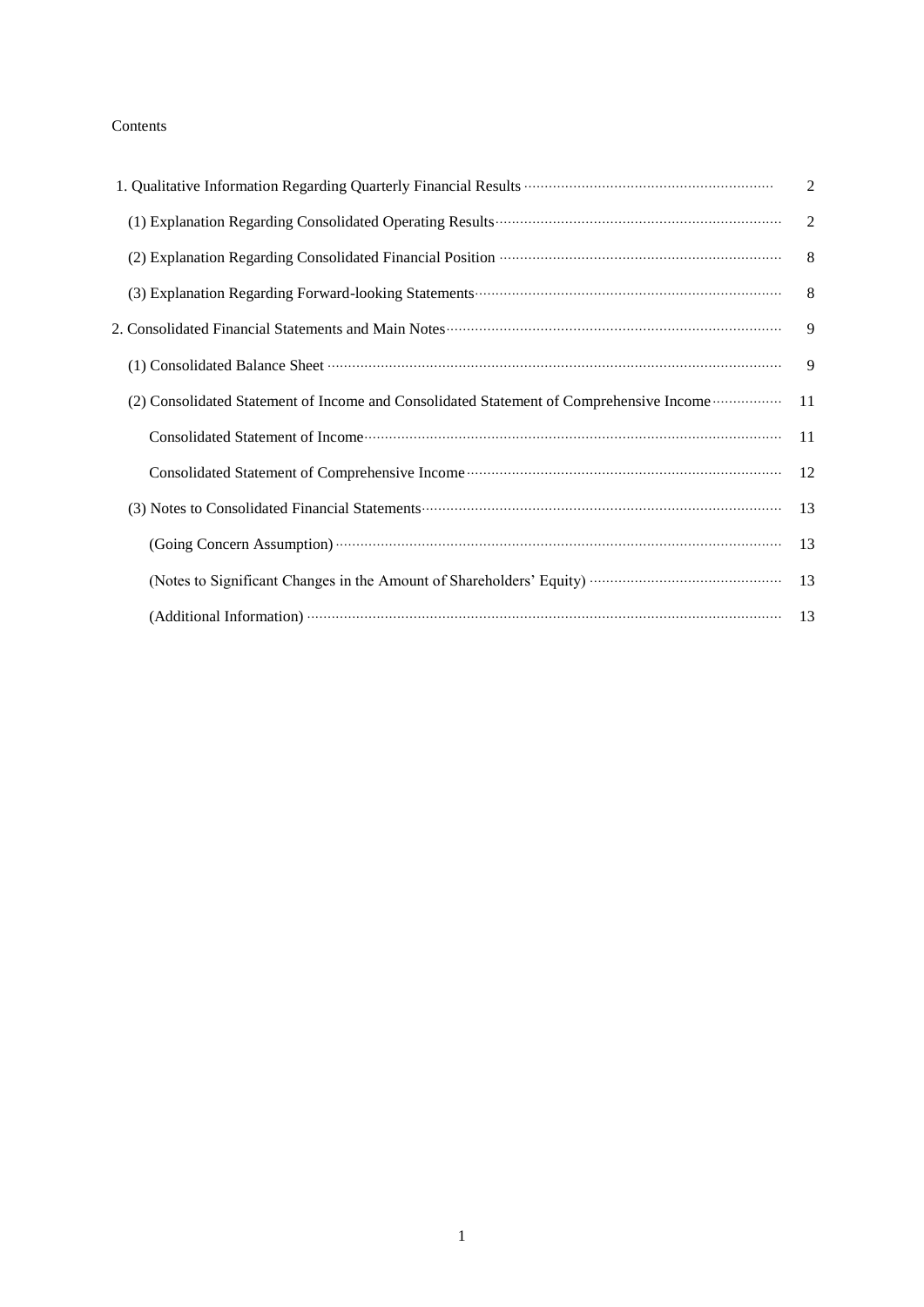Contents

| | |
|---|---|
| 1. Qualitative Information Regarding Quarterly Financial Results | 2 |
| (1) Explanation Regarding Consolidated Operating Results | 2 |
| (2) Explanation Regarding Consolidated Financial Position | 8 |
| (3) Explanation Regarding Forward-looking Statements | 8 |
| 2. Consolidated Financial Statements and Main Notes | 9 |
| (1) Consolidated Balance Sheet | 9 |
| (2) Consolidated Statement of Income and Consolidated Statement of Comprehensive Income | 11 |
| Consolidated Statement of Income | 11 |
| Consolidated Statement of Comprehensive Income | 12 |
| (3) Notes to Consolidated Financial Statements | 13 |
| (Going Concern Assumption) | 13 |
| (Notes to Significant Changes in the Amount of Shareholders' Equity) | 13 |
| (Additional Information) | 13 |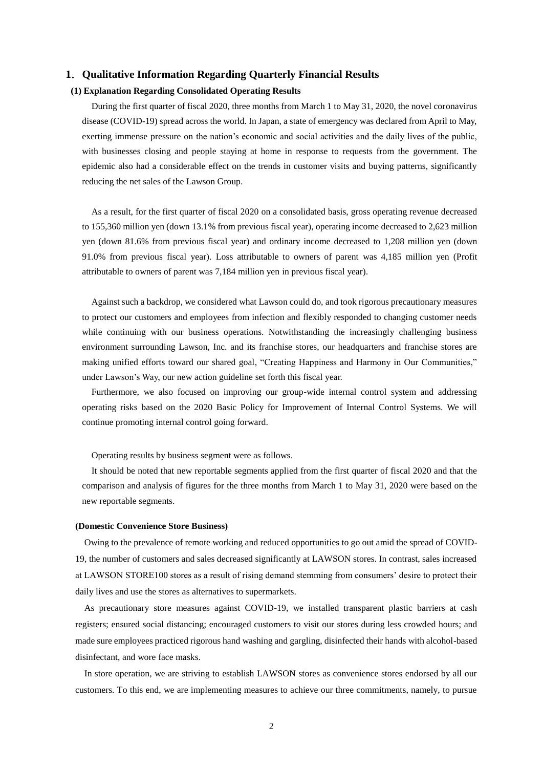## 1. Qualitative Information Regarding Quarterly Financial Results

### (1) Explanation Regarding Consolidated Operating Results

During the first quarter of fiscal 2020, three months from March 1 to May 31, 2020, the novel coronavirus disease (COVID-19) spread across the world. In Japan, a state of emergency was declared from April to May, exerting immense pressure on the nation's economic and social activities and the daily lives of the public, with businesses closing and people staying at home in response to requests from the government. The epidemic also had a considerable effect on the trends in customer visits and buying patterns, significantly reducing the net sales of the Lawson Group.

As a result, for the first quarter of fiscal 2020 on a consolidated basis, gross operating revenue decreased to 155,360 million yen (down 13.1% from previous fiscal year), operating income decreased to 2,623 million yen (down 81.6% from previous fiscal year) and ordinary income decreased to 1,208 million yen (down 91.0% from previous fiscal year). Loss attributable to owners of parent was 4,185 million yen (Profit attributable to owners of parent was 7,184 million yen in previous fiscal year).

Against such a backdrop, we considered what Lawson could do, and took rigorous precautionary measures to protect our customers and employees from infection and flexibly responded to changing customer needs while continuing with our business operations. Notwithstanding the increasingly challenging business environment surrounding Lawson, Inc. and its franchise stores, our headquarters and franchise stores are making unified efforts toward our shared goal, "Creating Happiness and Harmony in Our Communities," under Lawson's Way, our new action guideline set forth this fiscal year.

Furthermore, we also focused on improving our group-wide internal control system and addressing operating risks based on the 2020 Basic Policy for Improvement of Internal Control Systems. We will continue promoting internal control going forward.

Operating results by business segment were as follows.

It should be noted that new reportable segments applied from the first quarter of fiscal 2020 and that the comparison and analysis of figures for the three months from March 1 to May 31, 2020 were based on the new reportable segments.

**(Domestic Convenience Store Business)**

Owing to the prevalence of remote working and reduced opportunities to go out amid the spread of COVID-19, the number of customers and sales decreased significantly at LAWSON stores. In contrast, sales increased at LAWSON STORE100 stores as a result of rising demand stemming from consumers' desire to protect their daily lives and use the stores as alternatives to supermarkets.

As precautionary store measures against COVID-19, we installed transparent plastic barriers at cash registers; ensured social distancing; encouraged customers to visit our stores during less crowded hours; and made sure employees practiced rigorous hand washing and gargling, disinfected their hands with alcohol-based disinfectant, and wore face masks.

In store operation, we are striving to establish LAWSON stores as convenience stores endorsed by all our customers. To this end, we are implementing measures to achieve our three commitments, namely, to pursue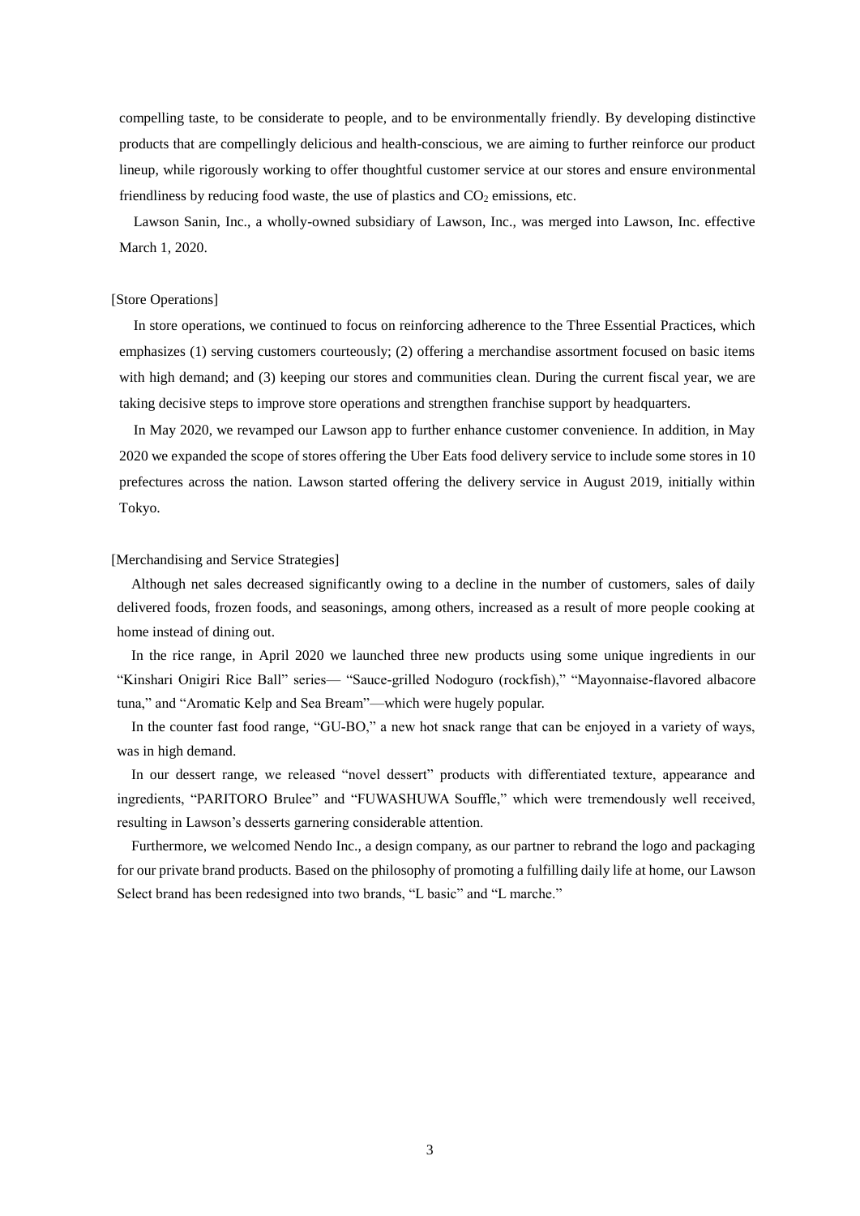compelling taste, to be considerate to people, and to be environmentally friendly. By developing distinctive products that are compellingly delicious and health-conscious, we are aiming to further reinforce our product lineup, while rigorously working to offer thoughtful customer service at our stores and ensure environmental friendliness by reducing food waste, the use of plastics and $CO_2$ emissions, etc.

Lawson Sanin, Inc., a wholly-owned subsidiary of Lawson, Inc., was merged into Lawson, Inc. effective March 1, 2020.

[Store Operations]

In store operations, we continued to focus on reinforcing adherence to the Three Essential Practices, which emphasizes (1) serving customers courteously; (2) offering a merchandise assortment focused on basic items with high demand; and (3) keeping our stores and communities clean. During the current fiscal year, we are taking decisive steps to improve store operations and strengthen franchise support by headquarters.

In May 2020, we revamped our Lawson app to further enhance customer convenience. In addition, in May 2020 we expanded the scope of stores offering the Uber Eats food delivery service to include some stores in 10 prefectures across the nation. Lawson started offering the delivery service in August 2019, initially within Tokyo.

[Merchandising and Service Strategies]

Although net sales decreased significantly owing to a decline in the number of customers, sales of daily delivered foods, frozen foods, and seasonings, among others, increased as a result of more people cooking at home instead of dining out.

In the rice range, in April 2020 we launched three new products using some unique ingredients in our "Kinshari Onigiri Rice Ball" series— "Sauce-grilled Nodoguro (rockfish)," "Mayonnaise-flavored albacore tuna," and "Aromatic Kelp and Sea Bream"—which were hugely popular.

In the counter fast food range, "GU-BO," a new hot snack range that can be enjoyed in a variety of ways, was in high demand.

In our dessert range, we released "novel dessert" products with differentiated texture, appearance and ingredients, "PARITORO Brulee" and "FUWASHUWA Souffle," which were tremendously well received, resulting in Lawson's desserts garnering considerable attention.

Furthermore, we welcomed Nendo Inc., a design company, as our partner to rebrand the logo and packaging for our private brand products. Based on the philosophy of promoting a fulfilling daily life at home, our Lawson Select brand has been redesigned into two brands, "L basic" and "L marche."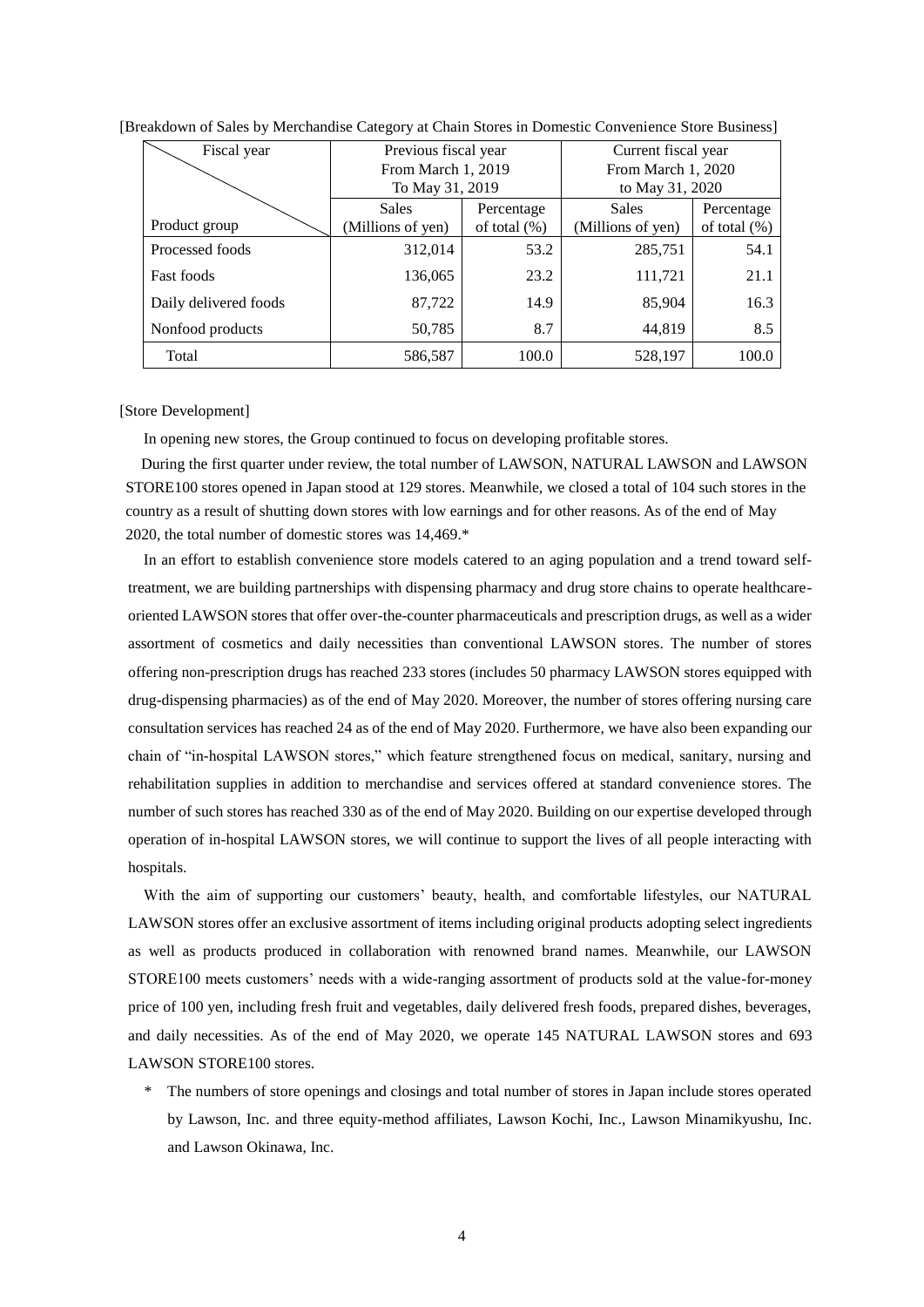[Breakdown of Sales by Merchandise Category at Chain Stores in Domestic Convenience Store Business]

| Fiscal year / Product group | Previous fiscal year From March 1, 2019 To May 31, 2019 | | Current fiscal year From March 1, 2020 to May 31, 2020 | |
|---|---|---|---|---|
| | Sales (Millions of yen) | Percentage of total (%) | Sales (Millions of yen) | Percentage of total (%) |
| Processed foods | 312,014 | 53.2 | 285,751 | 54.1 |
| Fast foods | 136,065 | 23.2 | 111,721 | 21.1 |
| Daily delivered foods | 87,722 | 14.9 | 85,904 | 16.3 |
| Nonfood products | 50,785 | 8.7 | 44,819 | 8.5 |
| Total | 586,587 | 100.0 | 528,197 | 100.0 |

[Store Development]

In opening new stores, the Group continued to focus on developing profitable stores.

During the first quarter under review, the total number of LAWSON, NATURAL LAWSON and LAWSON STORE100 stores opened in Japan stood at 129 stores. Meanwhile, we closed a total of 104 such stores in the country as a result of shutting down stores with low earnings and for other reasons. As of the end of May 2020, the total number of domestic stores was 14,469.*

In an effort to establish convenience store models catered to an aging population and a trend toward self-treatment, we are building partnerships with dispensing pharmacy and drug store chains to operate healthcare-oriented LAWSON stores that offer over-the-counter pharmaceuticals and prescription drugs, as well as a wider assortment of cosmetics and daily necessities than conventional LAWSON stores. The number of stores offering non-prescription drugs has reached 233 stores (includes 50 pharmacy LAWSON stores equipped with drug-dispensing pharmacies) as of the end of May 2020. Moreover, the number of stores offering nursing care consultation services has reached 24 as of the end of May 2020. Furthermore, we have also been expanding our chain of "in-hospital LAWSON stores," which feature strengthened focus on medical, sanitary, nursing and rehabilitation supplies in addition to merchandise and services offered at standard convenience stores. The number of such stores has reached 330 as of the end of May 2020. Building on our expertise developed through operation of in-hospital LAWSON stores, we will continue to support the lives of all people interacting with hospitals.

With the aim of supporting our customers' beauty, health, and comfortable lifestyles, our NATURAL LAWSON stores offer an exclusive assortment of items including original products adopting select ingredients as well as products produced in collaboration with renowned brand names. Meanwhile, our LAWSON STORE100 meets customers' needs with a wide-ranging assortment of products sold at the value-for-money price of 100 yen, including fresh fruit and vegetables, daily delivered fresh foods, prepared dishes, beverages, and daily necessities. As of the end of May 2020, we operate 145 NATURAL LAWSON stores and 693 LAWSON STORE100 stores.

\* The numbers of store openings and closings and total number of stores in Japan include stores operated by Lawson, Inc. and three equity-method affiliates, Lawson Kochi, Inc., Lawson Minamikyushu, Inc. and Lawson Okinawa, Inc.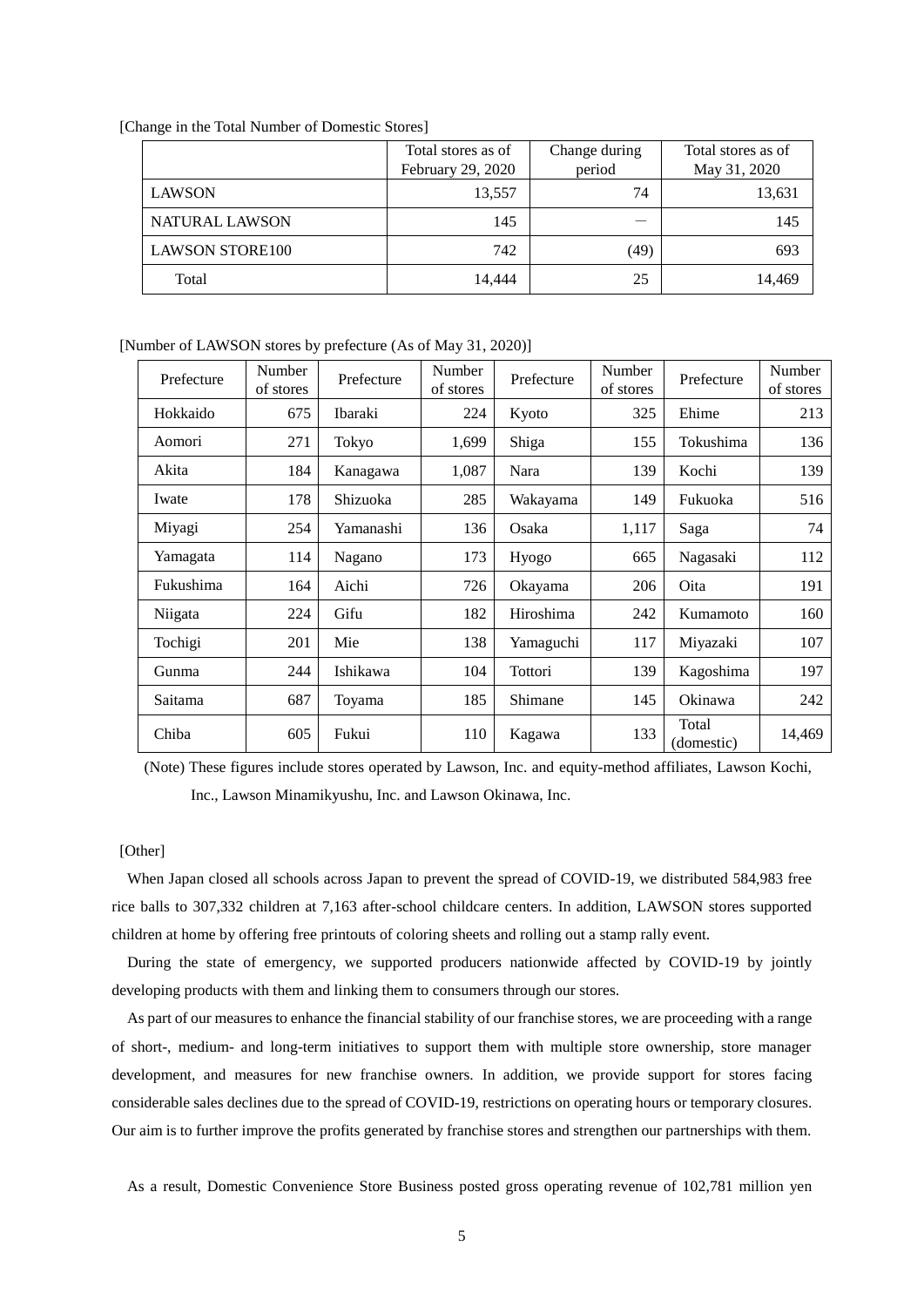[Change in the Total Number of Domestic Stores]

| | Total stores as of February 29, 2020 | Change during period | Total stores as of May 31, 2020 |
|---|---|---|---|
| LAWSON | 13,557 | 74 | 13,631 |
| NATURAL LAWSON | 145 | — | 145 |
| LAWSON STORE100 | 742 | (49) | 693 |
| Total | 14,444 | 25 | 14,469 |

[Number of LAWSON stores by prefecture (As of May 31, 2020)]

| Prefecture | Number of stores | Prefecture | Number of stores | Prefecture | Number of stores | Prefecture | Number of stores |
|---|---|---|---|---|---|---|---|
| Hokkaido | 675 | Ibaraki | 224 | Kyoto | 325 | Ehime | 213 |
| Aomori | 271 | Tokyo | 1,699 | Shiga | 155 | Tokushima | 136 |
| Akita | 184 | Kanagawa | 1,087 | Nara | 139 | Kochi | 139 |
| Iwate | 178 | Shizuoka | 285 | Wakayama | 149 | Fukuoka | 516 |
| Miyagi | 254 | Yamanashi | 136 | Osaka | 1,117 | Saga | 74 |
| Yamagata | 114 | Nagano | 173 | Hyogo | 665 | Nagasaki | 112 |
| Fukushima | 164 | Aichi | 726 | Okayama | 206 | Oita | 191 |
| Niigata | 224 | Gifu | 182 | Hiroshima | 242 | Kumamoto | 160 |
| Tochigi | 201 | Mie | 138 | Yamaguchi | 117 | Miyazaki | 107 |
| Gunma | 244 | Ishikawa | 104 | Tottori | 139 | Kagoshima | 197 |
| Saitama | 687 | Toyama | 185 | Shimane | 145 | Okinawa | 242 |
| Chiba | 605 | Fukui | 110 | Kagawa | 133 | Total (domestic) | 14,469 |

(Note) These figures include stores operated by Lawson, Inc. and equity-method affiliates, Lawson Kochi, Inc., Lawson Minamikyushu, Inc. and Lawson Okinawa, Inc.

[Other]

When Japan closed all schools across Japan to prevent the spread of COVID-19, we distributed 584,983 free rice balls to 307,332 children at 7,163 after-school childcare centers. In addition, LAWSON stores supported children at home by offering free printouts of coloring sheets and rolling out a stamp rally event.

During the state of emergency, we supported producers nationwide affected by COVID-19 by jointly developing products with them and linking them to consumers through our stores.

As part of our measures to enhance the financial stability of our franchise stores, we are proceeding with a range of short-, medium- and long-term initiatives to support them with multiple store ownership, store manager development, and measures for new franchise owners. In addition, we provide support for stores facing considerable sales declines due to the spread of COVID-19, restrictions on operating hours or temporary closures. Our aim is to further improve the profits generated by franchise stores and strengthen our partnerships with them.

As a result, Domestic Convenience Store Business posted gross operating revenue of 102,781 million yen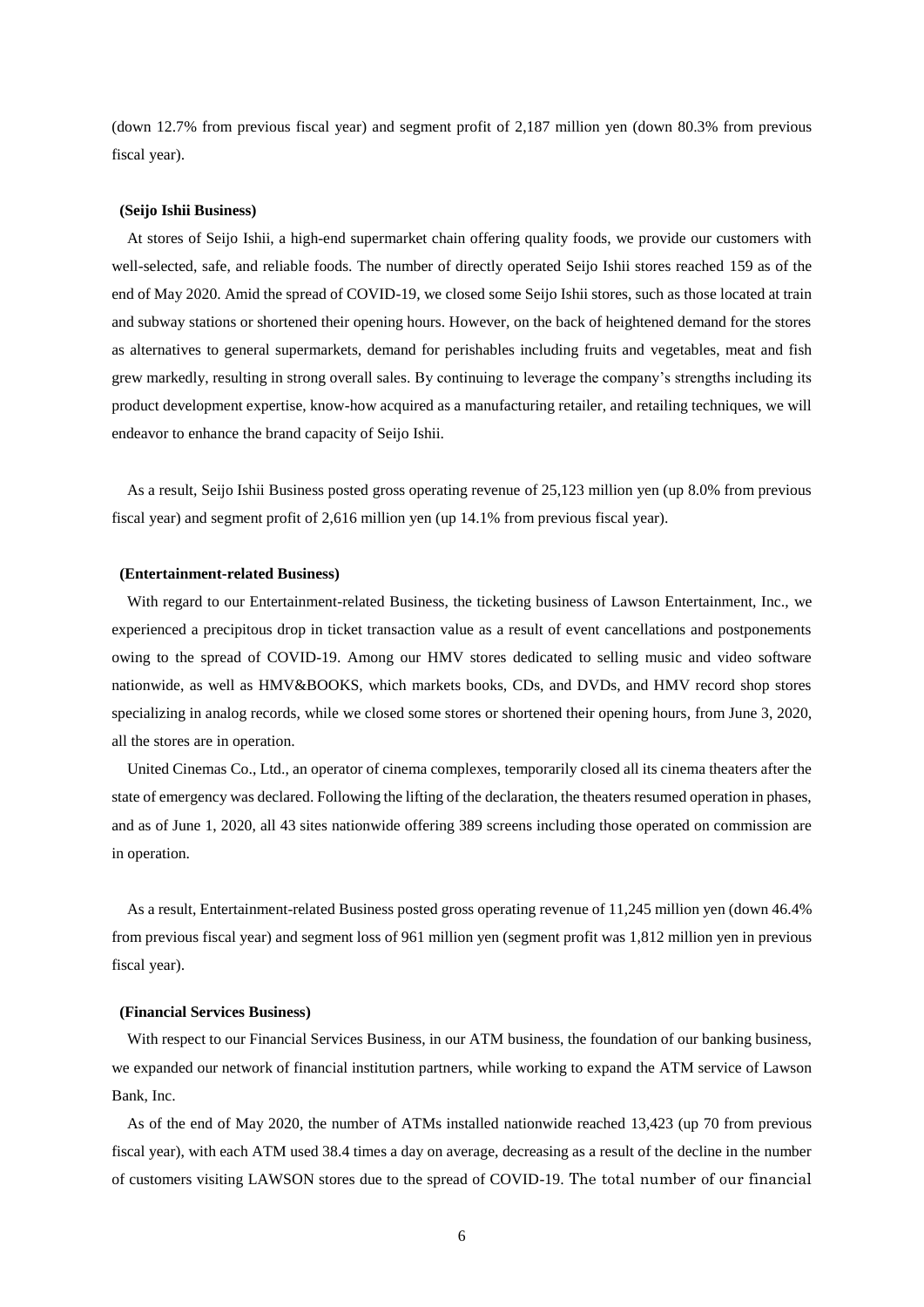(down 12.7% from previous fiscal year) and segment profit of 2,187 million yen (down 80.3% from previous fiscal year).

**(Seijo Ishii Business)**

At stores of Seijo Ishii, a high-end supermarket chain offering quality foods, we provide our customers with well-selected, safe, and reliable foods. The number of directly operated Seijo Ishii stores reached 159 as of the end of May 2020. Amid the spread of COVID-19, we closed some Seijo Ishii stores, such as those located at train and subway stations or shortened their opening hours. However, on the back of heightened demand for the stores as alternatives to general supermarkets, demand for perishables including fruits and vegetables, meat and fish grew markedly, resulting in strong overall sales. By continuing to leverage the company's strengths including its product development expertise, know-how acquired as a manufacturing retailer, and retailing techniques, we will endeavor to enhance the brand capacity of Seijo Ishii.

As a result, Seijo Ishii Business posted gross operating revenue of 25,123 million yen (up 8.0% from previous fiscal year) and segment profit of 2,616 million yen (up 14.1% from previous fiscal year).

**(Entertainment-related Business)**

With regard to our Entertainment-related Business, the ticketing business of Lawson Entertainment, Inc., we experienced a precipitous drop in ticket transaction value as a result of event cancellations and postponements owing to the spread of COVID-19. Among our HMV stores dedicated to selling music and video software nationwide, as well as HMV&BOOKS, which markets books, CDs, and DVDs, and HMV record shop stores specializing in analog records, while we closed some stores or shortened their opening hours, from June 3, 2020, all the stores are in operation.

United Cinemas Co., Ltd., an operator of cinema complexes, temporarily closed all its cinema theaters after the state of emergency was declared. Following the lifting of the declaration, the theaters resumed operation in phases, and as of June 1, 2020, all 43 sites nationwide offering 389 screens including those operated on commission are in operation.

As a result, Entertainment-related Business posted gross operating revenue of 11,245 million yen (down 46.4% from previous fiscal year) and segment loss of 961 million yen (segment profit was 1,812 million yen in previous fiscal year).

**(Financial Services Business)**

With respect to our Financial Services Business, in our ATM business, the foundation of our banking business, we expanded our network of financial institution partners, while working to expand the ATM service of Lawson Bank, Inc.

As of the end of May 2020, the number of ATMs installed nationwide reached 13,423 (up 70 from previous fiscal year), with each ATM used 38.4 times a day on average, decreasing as a result of the decline in the number of customers visiting LAWSON stores due to the spread of COVID-19. The total number of our financial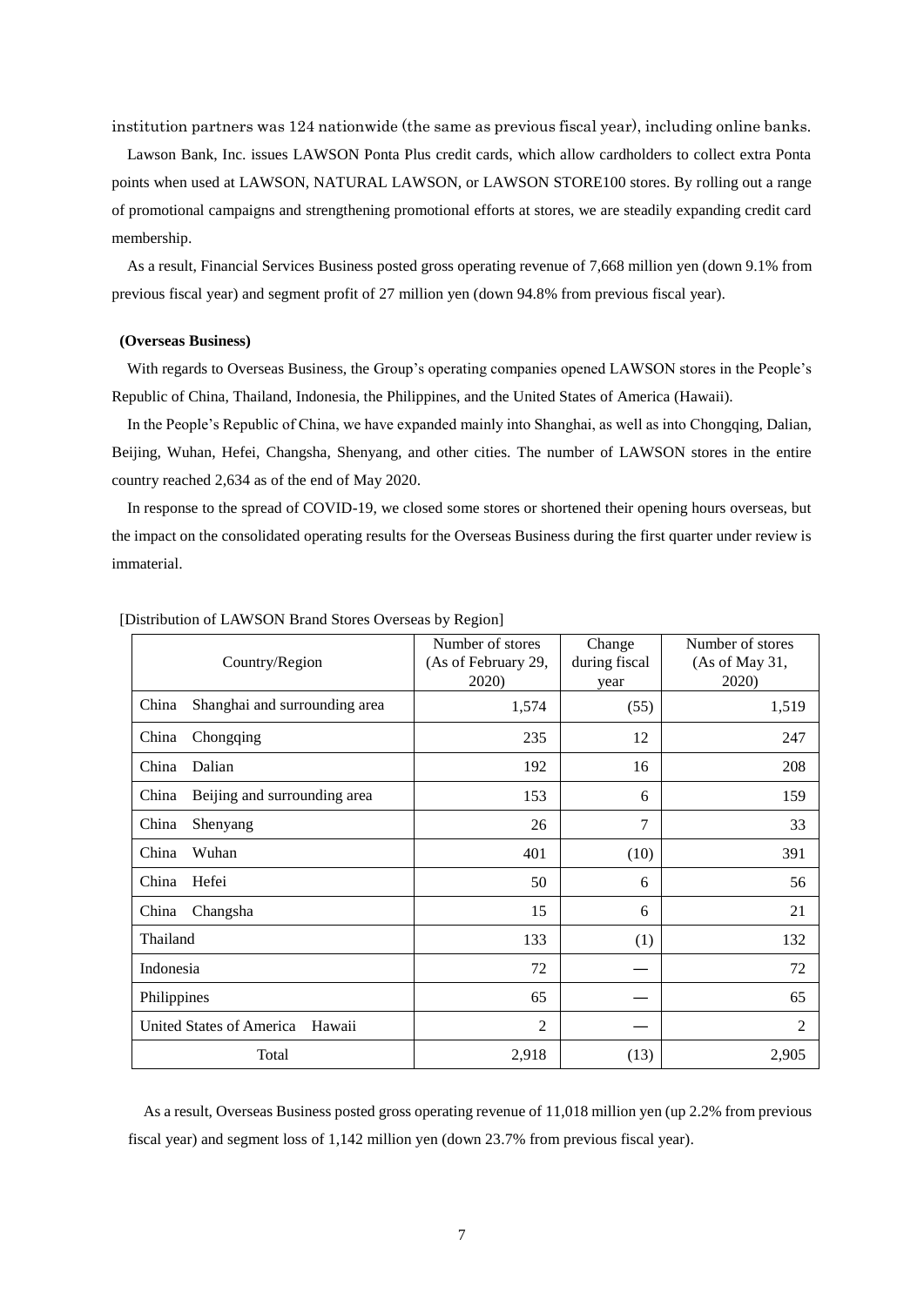institution partners was 124 nationwide (the same as previous fiscal year), including online banks.

Lawson Bank, Inc. issues LAWSON Ponta Plus credit cards, which allow cardholders to collect extra Ponta points when used at LAWSON, NATURAL LAWSON, or LAWSON STORE100 stores. By rolling out a range of promotional campaigns and strengthening promotional efforts at stores, we are steadily expanding credit card membership.

As a result, Financial Services Business posted gross operating revenue of 7,668 million yen (down 9.1% from previous fiscal year) and segment profit of 27 million yen (down 94.8% from previous fiscal year).

**(Overseas Business)**

With regards to Overseas Business, the Group's operating companies opened LAWSON stores in the People's Republic of China, Thailand, Indonesia, the Philippines, and the United States of America (Hawaii).

In the People's Republic of China, we have expanded mainly into Shanghai, as well as into Chongqing, Dalian, Beijing, Wuhan, Hefei, Changsha, Shenyang, and other cities. The number of LAWSON stores in the entire country reached 2,634 as of the end of May 2020.

In response to the spread of COVID-19, we closed some stores or shortened their opening hours overseas, but the impact on the consolidated operating results for the Overseas Business during the first quarter under review is immaterial.

[Distribution of LAWSON Brand Stores Overseas by Region]

| Country/Region | Number of stores (As of February 29, 2020) | Change during fiscal year | Number of stores (As of May 31, 2020) |
|---|---|---|---|
| China Shanghai and surrounding area | 1,574 | (55) | 1,519 |
| China Chongqing | 235 | 12 | 247 |
| China Dalian | 192 | 16 | 208 |
| China Beijing and surrounding area | 153 | 6 | 159 |
| China Shenyang | 26 | 7 | 33 |
| China Wuhan | 401 | (10) | 391 |
| China Hefei | 50 | 6 | 56 |
| China Changsha | 15 | 6 | 21 |
| Thailand | 133 | (1) | 132 |
| Indonesia | 72 | — | 72 |
| Philippines | 65 | — | 65 |
| United States of America Hawaii | 2 | — | 2 |
| Total | 2,918 | (13) | 2,905 |

As a result, Overseas Business posted gross operating revenue of 11,018 million yen (up 2.2% from previous fiscal year) and segment loss of 1,142 million yen (down 23.7% from previous fiscal year).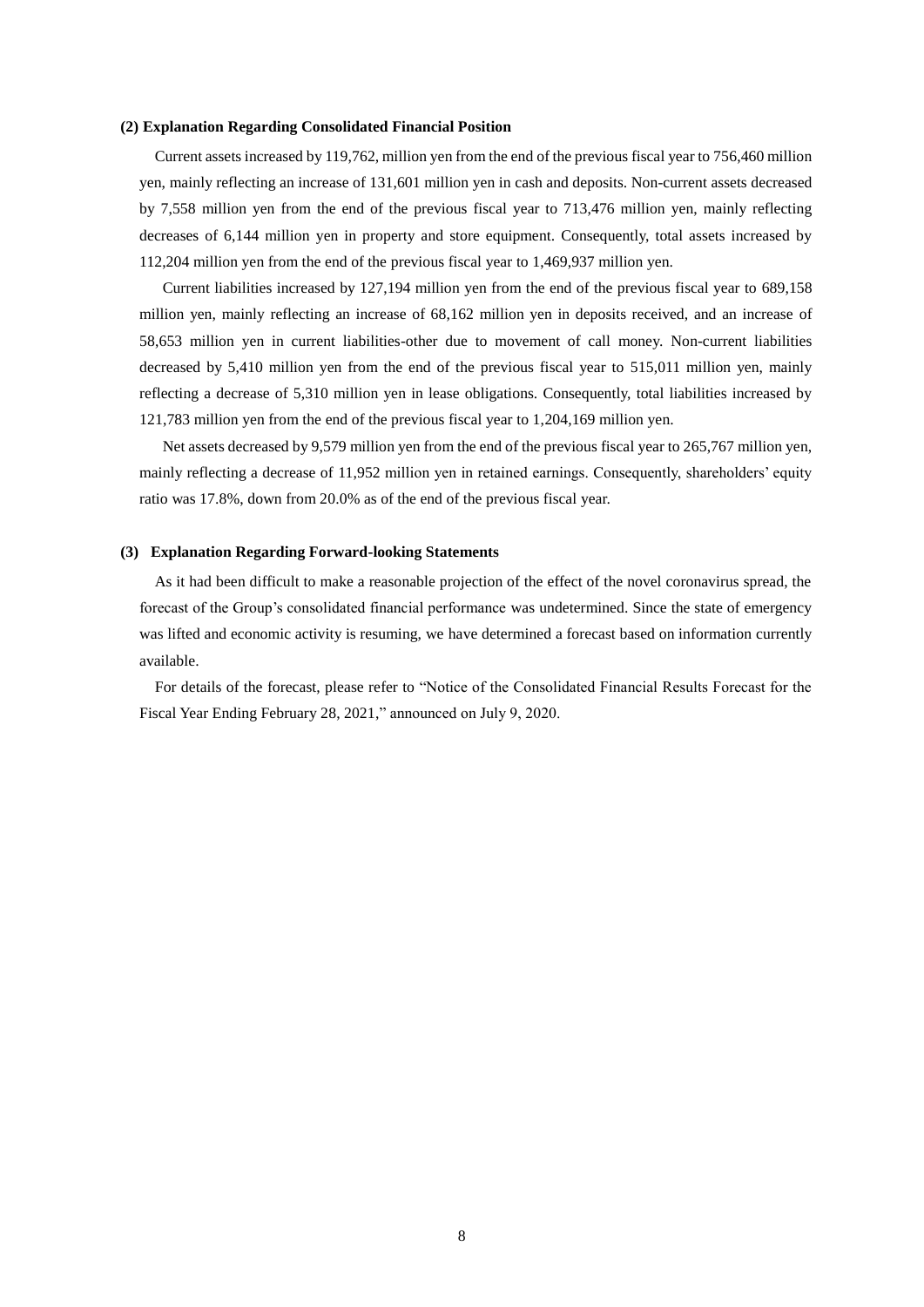### (2) Explanation Regarding Consolidated Financial Position

Current assets increased by 119,762, million yen from the end of the previous fiscal year to 756,460 million yen, mainly reflecting an increase of 131,601 million yen in cash and deposits. Non-current assets decreased by 7,558 million yen from the end of the previous fiscal year to 713,476 million yen, mainly reflecting decreases of 6,144 million yen in property and store equipment. Consequently, total assets increased by 112,204 million yen from the end of the previous fiscal year to 1,469,937 million yen.

Current liabilities increased by 127,194 million yen from the end of the previous fiscal year to 689,158 million yen, mainly reflecting an increase of 68,162 million yen in deposits received, and an increase of 58,653 million yen in current liabilities-other due to movement of call money. Non-current liabilities decreased by 5,410 million yen from the end of the previous fiscal year to 515,011 million yen, mainly reflecting a decrease of 5,310 million yen in lease obligations. Consequently, total liabilities increased by 121,783 million yen from the end of the previous fiscal year to 1,204,169 million yen.

Net assets decreased by 9,579 million yen from the end of the previous fiscal year to 265,767 million yen, mainly reflecting a decrease of 11,952 million yen in retained earnings. Consequently, shareholders' equity ratio was 17.8%, down from 20.0% as of the end of the previous fiscal year.

### (3) Explanation Regarding Forward-looking Statements

As it had been difficult to make a reasonable projection of the effect of the novel coronavirus spread, the forecast of the Group's consolidated financial performance was undetermined. Since the state of emergency was lifted and economic activity is resuming, we have determined a forecast based on information currently available.

For details of the forecast, please refer to "Notice of the Consolidated Financial Results Forecast for the Fiscal Year Ending February 28, 2021," announced on July 9, 2020.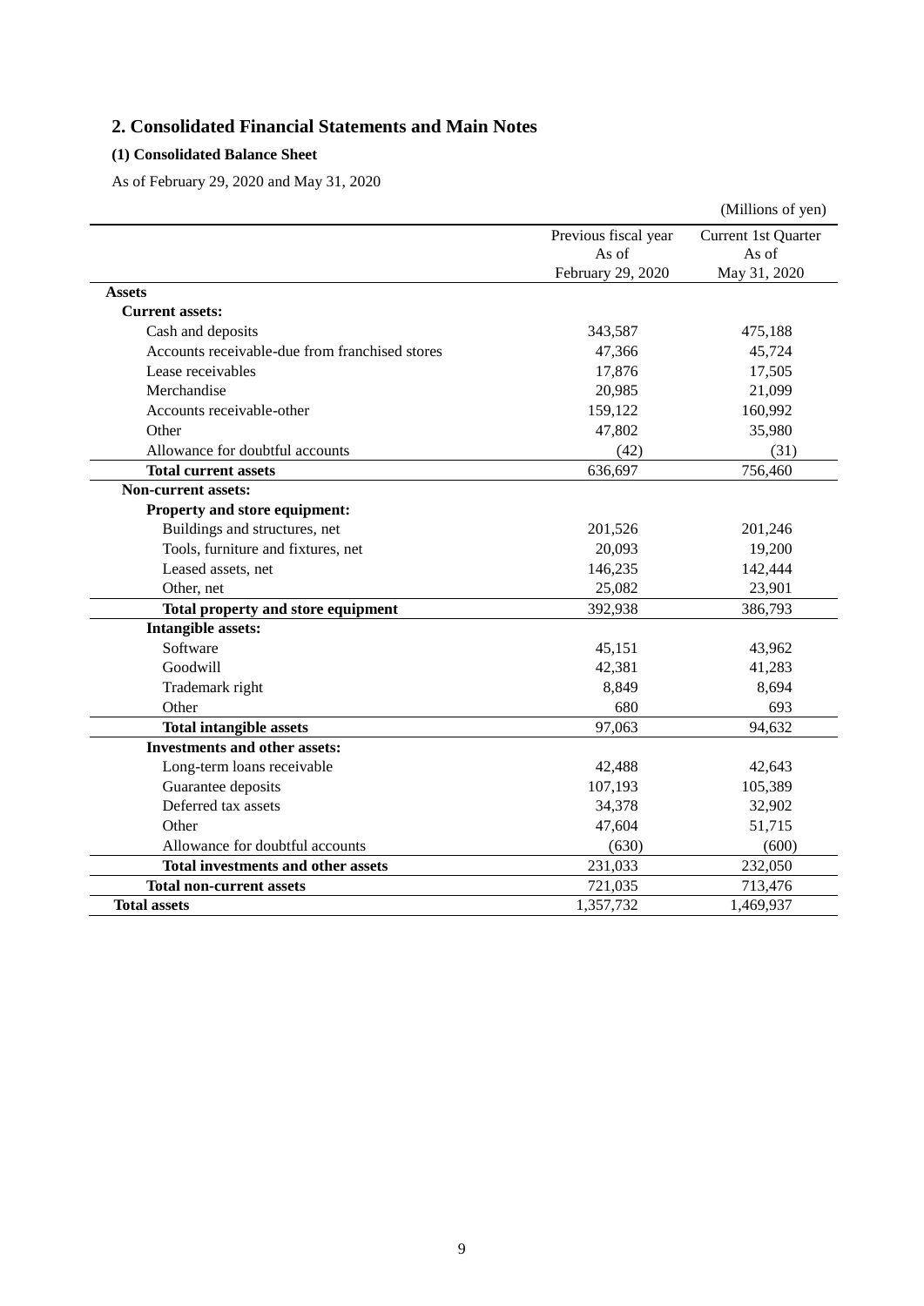## 2. Consolidated Financial Statements and Main Notes

### (1) Consolidated Balance Sheet

As of February 29, 2020 and May 31, 2020

(Millions of yen)

| | Previous fiscal year As of February 29, 2020 | Current 1st Quarter As of May 31, 2020 |
|---|---|---|
| **Assets** | | |
| **Current assets:** | | |
| Cash and deposits | 343,587 | 475,188 |
| Accounts receivable-due from franchised stores | 47,366 | 45,724 |
| Lease receivables | 17,876 | 17,505 |
| Merchandise | 20,985 | 21,099 |
| Accounts receivable-other | 159,122 | 160,992 |
| Other | 47,802 | 35,980 |
| Allowance for doubtful accounts | (42) | (31) |
| **Total current assets** | 636,697 | 756,460 |
| **Non-current assets:** | | |
| **Property and store equipment:** | | |
| Buildings and structures, net | 201,526 | 201,246 |
| Tools, furniture and fixtures, net | 20,093 | 19,200 |
| Leased assets, net | 146,235 | 142,444 |
| Other, net | 25,082 | 23,901 |
| **Total property and store equipment** | 392,938 | 386,793 |
| **Intangible assets:** | | |
| Software | 45,151 | 43,962 |
| Goodwill | 42,381 | 41,283 |
| Trademark right | 8,849 | 8,694 |
| Other | 680 | 693 |
| **Total intangible assets** | 97,063 | 94,632 |
| **Investments and other assets:** | | |
| Long-term loans receivable | 42,488 | 42,643 |
| Guarantee deposits | 107,193 | 105,389 |
| Deferred tax assets | 34,378 | 32,902 |
| Other | 47,604 | 51,715 |
| Allowance for doubtful accounts | (630) | (600) |
| **Total investments and other assets** | 231,033 | 232,050 |
| **Total non-current assets** | 721,035 | 713,476 |
| **Total assets** | 1,357,732 | 1,469,937 |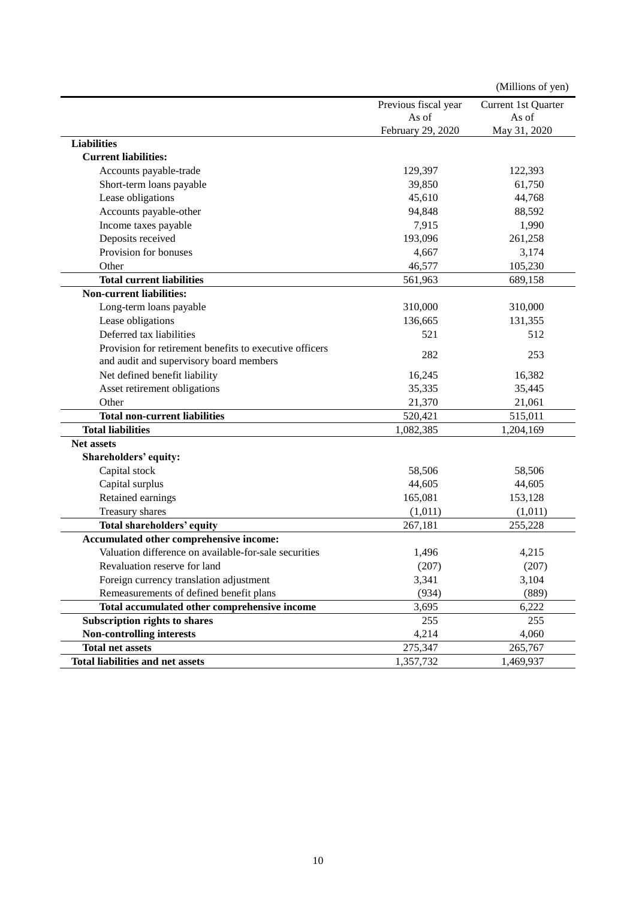(Millions of yen)

| | Previous fiscal year As of February 29, 2020 | Current 1st Quarter As of May 31, 2020 |
|---|---|---|
| **Liabilities** | | |
| **Current liabilities:** | | |
| Accounts payable-trade | 129,397 | 122,393 |
| Short-term loans payable | 39,850 | 61,750 |
| Lease obligations | 45,610 | 44,768 |
| Accounts payable-other | 94,848 | 88,592 |
| Income taxes payable | 7,915 | 1,990 |
| Deposits received | 193,096 | 261,258 |
| Provision for bonuses | 4,667 | 3,174 |
| Other | 46,577 | 105,230 |
| **Total current liabilities** | 561,963 | 689,158 |
| **Non-current liabilities:** | | |
| Long-term loans payable | 310,000 | 310,000 |
| Lease obligations | 136,665 | 131,355 |
| Deferred tax liabilities | 521 | 512 |
| Provision for retirement benefits to executive officers and audit and supervisory board members | 282 | 253 |
| Net defined benefit liability | 16,245 | 16,382 |
| Asset retirement obligations | 35,335 | 35,445 |
| Other | 21,370 | 21,061 |
| **Total non-current liabilities** | 520,421 | 515,011 |
| **Total liabilities** | 1,082,385 | 1,204,169 |
| **Net assets** | | |
| **Shareholders' equity:** | | |
| Capital stock | 58,506 | 58,506 |
| Capital surplus | 44,605 | 44,605 |
| Retained earnings | 165,081 | 153,128 |
| Treasury shares | (1,011) | (1,011) |
| **Total shareholders' equity** | 267,181 | 255,228 |
| **Accumulated other comprehensive income:** | | |
| Valuation difference on available-for-sale securities | 1,496 | 4,215 |
| Revaluation reserve for land | (207) | (207) |
| Foreign currency translation adjustment | 3,341 | 3,104 |
| Remeasurements of defined benefit plans | (934) | (889) |
| **Total accumulated other comprehensive income** | 3,695 | 6,222 |
| **Subscription rights to shares** | 255 | 255 |
| **Non-controlling interests** | 4,214 | 4,060 |
| **Total net assets** | 275,347 | 265,767 |
| **Total liabilities and net assets** | 1,357,732 | 1,469,937 |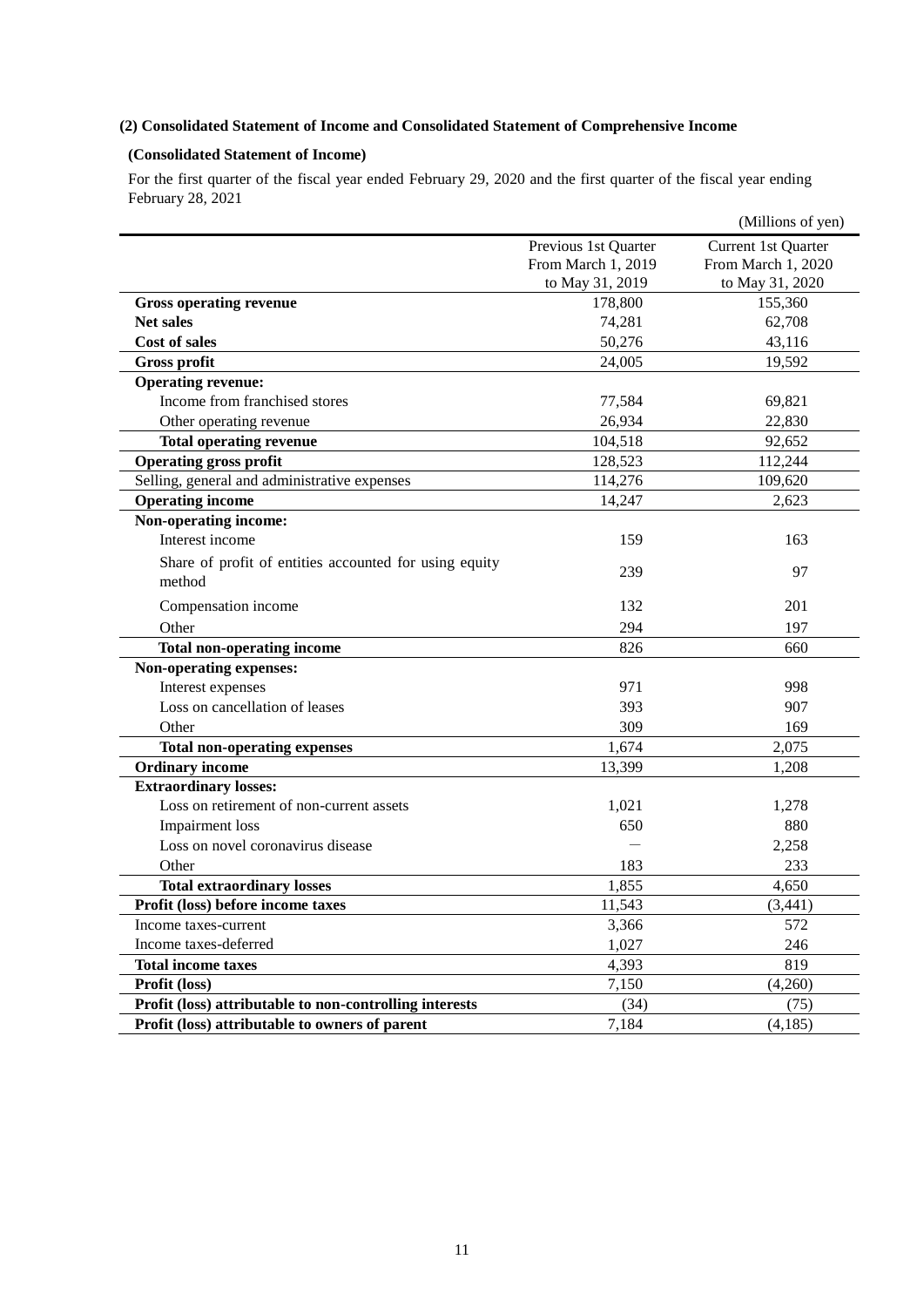### (2) Consolidated Statement of Income and Consolidated Statement of Comprehensive Income

#### (Consolidated Statement of Income)

For the first quarter of the fiscal year ended February 29, 2020 and the first quarter of the fiscal year ending February 28, 2021

(Millions of yen)

| | Previous 1st Quarter From March 1, 2019 to May 31, 2019 | Current 1st Quarter From March 1, 2020 to May 31, 2020 |
|---|---|---|
| **Gross operating revenue** | 178,800 | 155,360 |
| **Net sales** | 74,281 | 62,708 |
| **Cost of sales** | 50,276 | 43,116 |
| **Gross profit** | 24,005 | 19,592 |
| **Operating revenue:** | | |
| Income from franchised stores | 77,584 | 69,821 |
| Other operating revenue | 26,934 | 22,830 |
| **Total operating revenue** | 104,518 | 92,652 |
| **Operating gross profit** | 128,523 | 112,244 |
| Selling, general and administrative expenses | 114,276 | 109,620 |
| **Operating income** | 14,247 | 2,623 |
| **Non-operating income:** | | |
| Interest income | 159 | 163 |
| Share of profit of entities accounted for using equity method | 239 | 97 |
| Compensation income | 132 | 201 |
| Other | 294 | 197 |
| **Total non-operating income** | 826 | 660 |
| **Non-operating expenses:** | | |
| Interest expenses | 971 | 998 |
| Loss on cancellation of leases | 393 | 907 |
| Other | 309 | 169 |
| **Total non-operating expenses** | 1,674 | 2,075 |
| **Ordinary income** | 13,399 | 1,208 |
| **Extraordinary losses:** | | |
| Loss on retirement of non-current assets | 1,021 | 1,278 |
| Impairment loss | 650 | 880 |
| Loss on novel coronavirus disease | — | 2,258 |
| Other | 183 | 233 |
| **Total extraordinary losses** | 1,855 | 4,650 |
| **Profit (loss) before income taxes** | 11,543 | (3,441) |
| Income taxes-current | 3,366 | 572 |
| Income taxes-deferred | 1,027 | 246 |
| **Total income taxes** | 4,393 | 819 |
| **Profit (loss)** | 7,150 | (4,260) |
| **Profit (loss) attributable to non-controlling interests** | (34) | (75) |
| **Profit (loss) attributable to owners of parent** | 7,184 | (4,185) |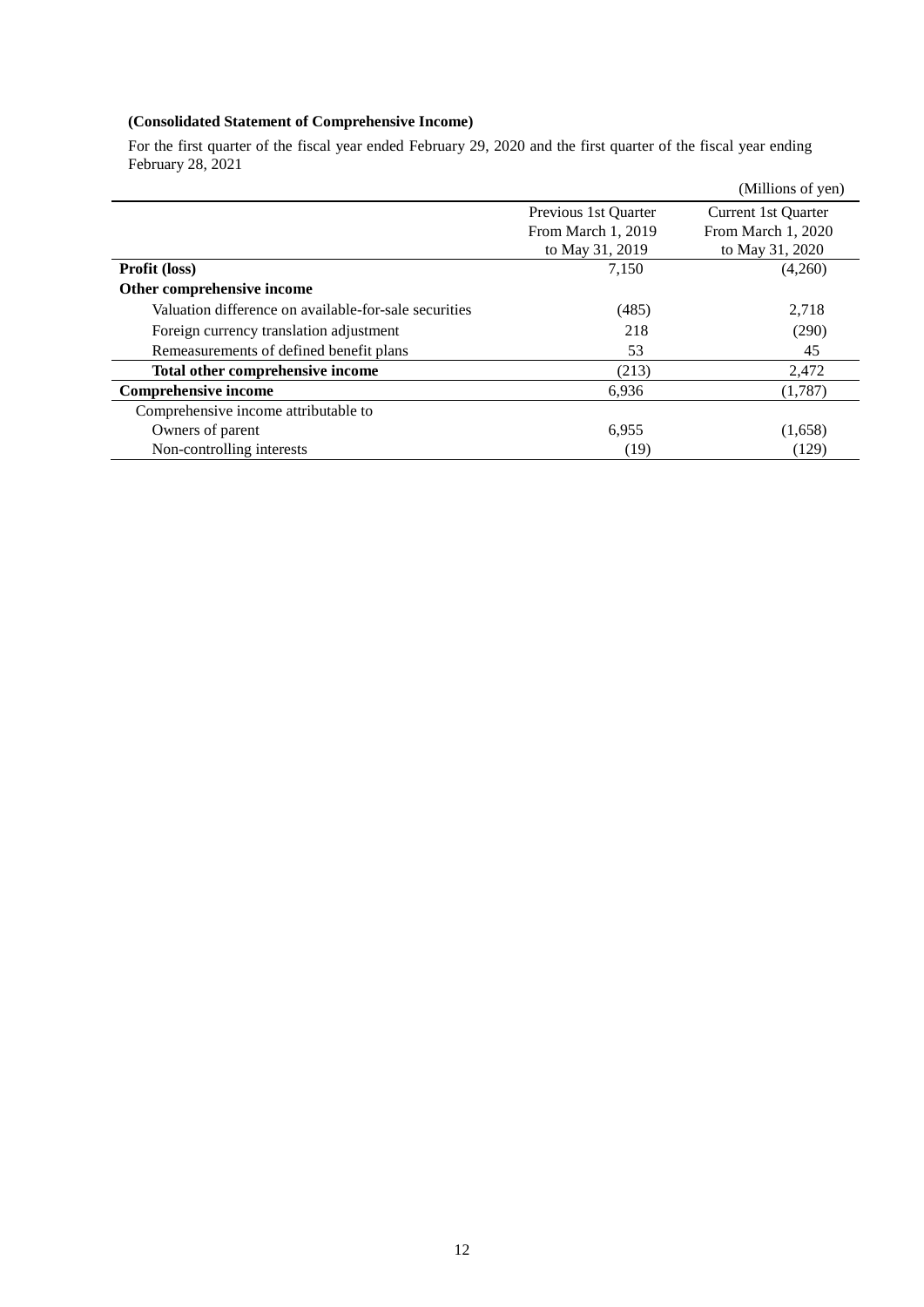**(Consolidated Statement of Comprehensive Income)**

For the first quarter of the fiscal year ended February 29, 2020 and the first quarter of the fiscal year ending February 28, 2021

(Millions of yen)

| | Previous 1st Quarter From March 1, 2019 to May 31, 2019 | Current 1st Quarter From March 1, 2020 to May 31, 2020 |
|---|---|---|
| **Profit (loss)** | 7,150 | (4,260) |
| **Other comprehensive income** | | |
| Valuation difference on available-for-sale securities | (485) | 2,718 |
| Foreign currency translation adjustment | 218 | (290) |
| Remeasurements of defined benefit plans | 53 | 45 |
| **Total other comprehensive income** | (213) | 2,472 |
| **Comprehensive income** | 6,936 | (1,787) |
| Comprehensive income attributable to | | |
| Owners of parent | 6,955 | (1,658) |
| Non-controlling interests | (19) | (129) |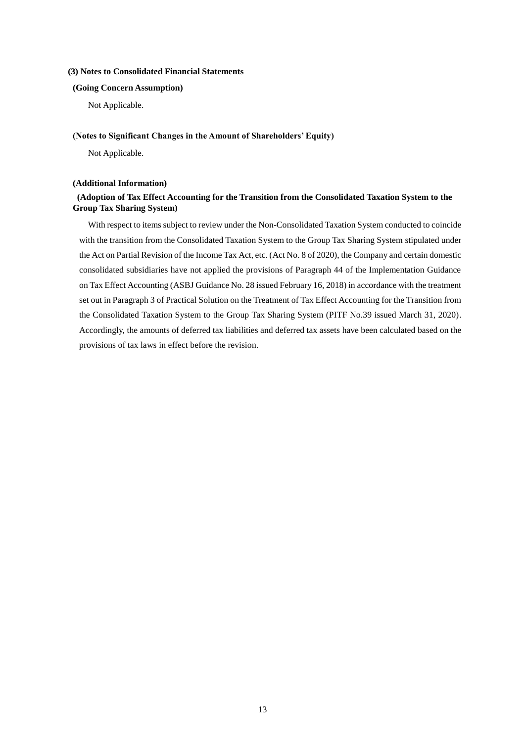### (3) Notes to Consolidated Financial Statements

#### (Going Concern Assumption)

Not Applicable.

#### (Notes to Significant Changes in the Amount of Shareholders' Equity)

Not Applicable.

#### (Additional Information)

#### (Adoption of Tax Effect Accounting for the Transition from the Consolidated Taxation System to the Group Tax Sharing System)

With respect to items subject to review under the Non-Consolidated Taxation System conducted to coincide with the transition from the Consolidated Taxation System to the Group Tax Sharing System stipulated under the Act on Partial Revision of the Income Tax Act, etc. (Act No. 8 of 2020), the Company and certain domestic consolidated subsidiaries have not applied the provisions of Paragraph 44 of the Implementation Guidance on Tax Effect Accounting (ASBJ Guidance No. 28 issued February 16, 2018) in accordance with the treatment set out in Paragraph 3 of Practical Solution on the Treatment of Tax Effect Accounting for the Transition from the Consolidated Taxation System to the Group Tax Sharing System (PITF No.39 issued March 31, 2020). Accordingly, the amounts of deferred tax liabilities and deferred tax assets have been calculated based on the provisions of tax laws in effect before the revision.